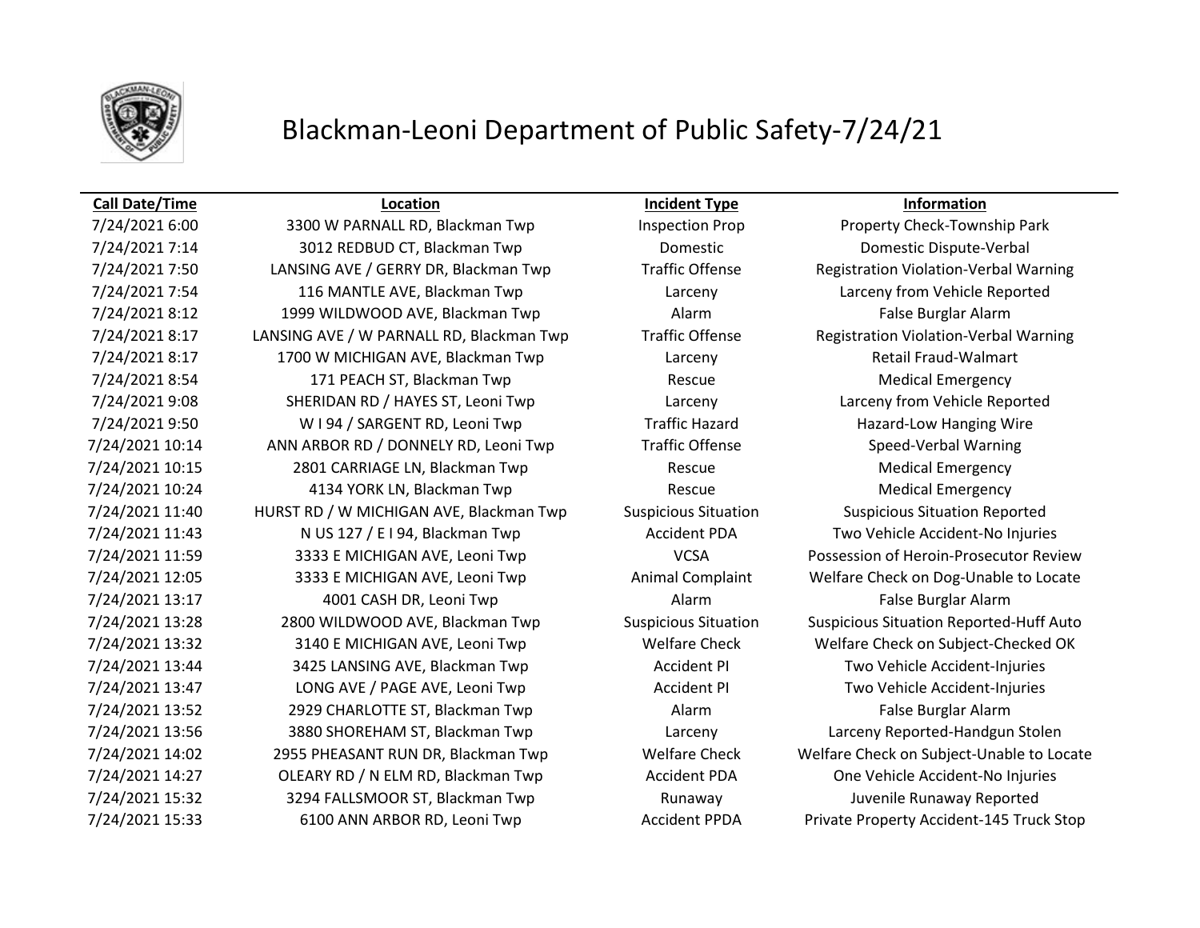# Blackman-Leoni Department of Public Safety-7/24/21

| Call Date/Time | Location | Incident Type | Information |
|---|---|---|---|
| 7/24/2021 6:00 | 3300 W PARNALL RD, Blackman Twp | Inspection Prop | Property Check-Township Park |
| 7/24/2021 7:14 | 3012 REDBUD CT, Blackman Twp | Domestic | Domestic Dispute-Verbal |
| 7/24/2021 7:50 | LANSING AVE / GERRY DR, Blackman Twp | Traffic Offense | Registration Violation-Verbal Warning |
| 7/24/2021 7:54 | 116 MANTLE AVE, Blackman Twp | Larceny | Larceny from Vehicle Reported |
| 7/24/2021 8:12 | 1999 WILDWOOD AVE, Blackman Twp | Alarm | False Burglar Alarm |
| 7/24/2021 8:17 | LANSING AVE / W PARNALL RD, Blackman Twp | Traffic Offense | Registration Violation-Verbal Warning |
| 7/24/2021 8:17 | 1700 W MICHIGAN AVE, Blackman Twp | Larceny | Retail Fraud-Walmart |
| 7/24/2021 8:54 | 171 PEACH ST, Blackman Twp | Rescue | Medical Emergency |
| 7/24/2021 9:08 | SHERIDAN RD / HAYES ST, Leoni Twp | Larceny | Larceny from Vehicle Reported |
| 7/24/2021 9:50 | W I 94 / SARGENT RD, Leoni Twp | Traffic Hazard | Hazard-Low Hanging Wire |
| 7/24/2021 10:14 | ANN ARBOR RD / DONNELY RD, Leoni Twp | Traffic Offense | Speed-Verbal Warning |
| 7/24/2021 10:15 | 2801 CARRIAGE LN, Blackman Twp | Rescue | Medical Emergency |
| 7/24/2021 10:24 | 4134 YORK LN, Blackman Twp | Rescue | Medical Emergency |
| 7/24/2021 11:40 | HURST RD / W MICHIGAN AVE, Blackman Twp | Suspicious Situation | Suspicious Situation Reported |
| 7/24/2021 11:43 | N US 127 / E I 94, Blackman Twp | Accident PDA | Two Vehicle Accident-No Injuries |
| 7/24/2021 11:59 | 3333 E MICHIGAN AVE, Leoni Twp | VCSA | Possession of Heroin-Prosecutor Review |
| 7/24/2021 12:05 | 3333 E MICHIGAN AVE, Leoni Twp | Animal Complaint | Welfare Check on Dog-Unable to Locate |
| 7/24/2021 13:17 | 4001 CASH DR, Leoni Twp | Alarm | False Burglar Alarm |
| 7/24/2021 13:28 | 2800 WILDWOOD AVE, Blackman Twp | Suspicious Situation | Suspicious Situation Reported-Huff Auto |
| 7/24/2021 13:32 | 3140 E MICHIGAN AVE, Leoni Twp | Welfare Check | Welfare Check on Subject-Checked OK |
| 7/24/2021 13:44 | 3425 LANSING AVE, Blackman Twp | Accident PI | Two Vehicle Accident-Injuries |
| 7/24/2021 13:47 | LONG AVE / PAGE AVE, Leoni Twp | Accident PI | Two Vehicle Accident-Injuries |
| 7/24/2021 13:52 | 2929 CHARLOTTE ST, Blackman Twp | Alarm | False Burglar Alarm |
| 7/24/2021 13:56 | 3880 SHOREHAM ST, Blackman Twp | Larceny | Larceny Reported-Handgun Stolen |
| 7/24/2021 14:02 | 2955 PHEASANT RUN DR, Blackman Twp | Welfare Check | Welfare Check on Subject-Unable to Locate |
| 7/24/2021 14:27 | OLEARY RD / N ELM RD, Blackman Twp | Accident PDA | One Vehicle Accident-No Injuries |
| 7/24/2021 15:32 | 3294 FALLSMOOR ST, Blackman Twp | Runaway | Juvenile Runaway Reported |
| 7/24/2021 15:33 | 6100 ANN ARBOR RD, Leoni Twp | Accident PPDA | Private Property Accident-145 Truck Stop |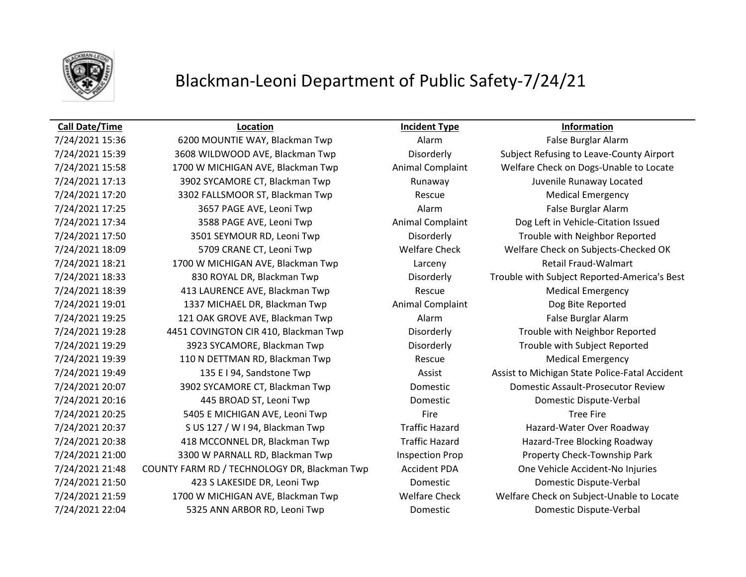# Blackman-Leoni Department of Public Safety-7/24/21

| Call Date/Time | Location | Incident Type | Information |
|---|---|---|---|
| 7/24/2021 15:36 | 6200 MOUNTIE WAY, Blackman Twp | Alarm | False Burglar Alarm |
| 7/24/2021 15:39 | 3608 WILDWOOD AVE, Blackman Twp | Disorderly | Subject Refusing to Leave-County Airport |
| 7/24/2021 15:58 | 1700 W MICHIGAN AVE, Blackman Twp | Animal Complaint | Welfare Check on Dogs-Unable to Locate |
| 7/24/2021 17:13 | 3902 SYCAMORE CT, Blackman Twp | Runaway | Juvenile Runaway Located |
| 7/24/2021 17:20 | 3302 FALLSMOOR ST, Blackman Twp | Rescue | Medical Emergency |
| 7/24/2021 17:25 | 3657 PAGE AVE, Leoni Twp | Alarm | False Burglar Alarm |
| 7/24/2021 17:34 | 3588 PAGE AVE, Leoni Twp | Animal Complaint | Dog Left in Vehicle-Citation Issued |
| 7/24/2021 17:50 | 3501 SEYMOUR RD, Leoni Twp | Disorderly | Trouble with Neighbor Reported |
| 7/24/2021 18:09 | 5709 CRANE CT, Leoni Twp | Welfare Check | Welfare Check on Subjects-Checked OK |
| 7/24/2021 18:21 | 1700 W MICHIGAN AVE, Blackman Twp | Larceny | Retail Fraud-Walmart |
| 7/24/2021 18:33 | 830 ROYAL DR, Blackman Twp | Disorderly | Trouble with Subject Reported-America's Best |
| 7/24/2021 18:39 | 413 LAURENCE AVE, Blackman Twp | Rescue | Medical Emergency |
| 7/24/2021 19:01 | 1337 MICHAEL DR, Blackman Twp | Animal Complaint | Dog Bite Reported |
| 7/24/2021 19:25 | 121 OAK GROVE AVE, Blackman Twp | Alarm | False Burglar Alarm |
| 7/24/2021 19:28 | 4451 COVINGTON CIR 410, Blackman Twp | Disorderly | Trouble with Neighbor Reported |
| 7/24/2021 19:29 | 3923 SYCAMORE, Blackman Twp | Disorderly | Trouble with Subject Reported |
| 7/24/2021 19:39 | 110 N DETTMAN RD, Blackman Twp | Rescue | Medical Emergency |
| 7/24/2021 19:49 | 135 E I 94, Sandstone Twp | Assist | Assist to Michigan State Police-Fatal Accident |
| 7/24/2021 20:07 | 3902 SYCAMORE CT, Blackman Twp | Domestic | Domestic Assault-Prosecutor Review |
| 7/24/2021 20:16 | 445 BROAD ST, Leoni Twp | Domestic | Domestic Dispute-Verbal |
| 7/24/2021 20:25 | 5405 E MICHIGAN AVE, Leoni Twp | Fire | Tree Fire |
| 7/24/2021 20:37 | S US 127 / W I 94, Blackman Twp | Traffic Hazard | Hazard-Water Over Roadway |
| 7/24/2021 20:38 | 418 MCCONNEL DR, Blackman Twp | Traffic Hazard | Hazard-Tree Blocking Roadway |
| 7/24/2021 21:00 | 3300 W PARNALL RD, Blackman Twp | Inspection Prop | Property Check-Township Park |
| 7/24/2021 21:48 | COUNTY FARM RD / TECHNOLOGY DR, Blackman Twp | Accident PDA | One Vehicle Accident-No Injuries |
| 7/24/2021 21:50 | 423 S LAKESIDE DR, Leoni Twp | Domestic | Domestic Dispute-Verbal |
| 7/24/2021 21:59 | 1700 W MICHIGAN AVE, Blackman Twp | Welfare Check | Welfare Check on Subject-Unable to Locate |
| 7/24/2021 22:04 | 5325 ANN ARBOR RD, Leoni Twp | Domestic | Domestic Dispute-Verbal |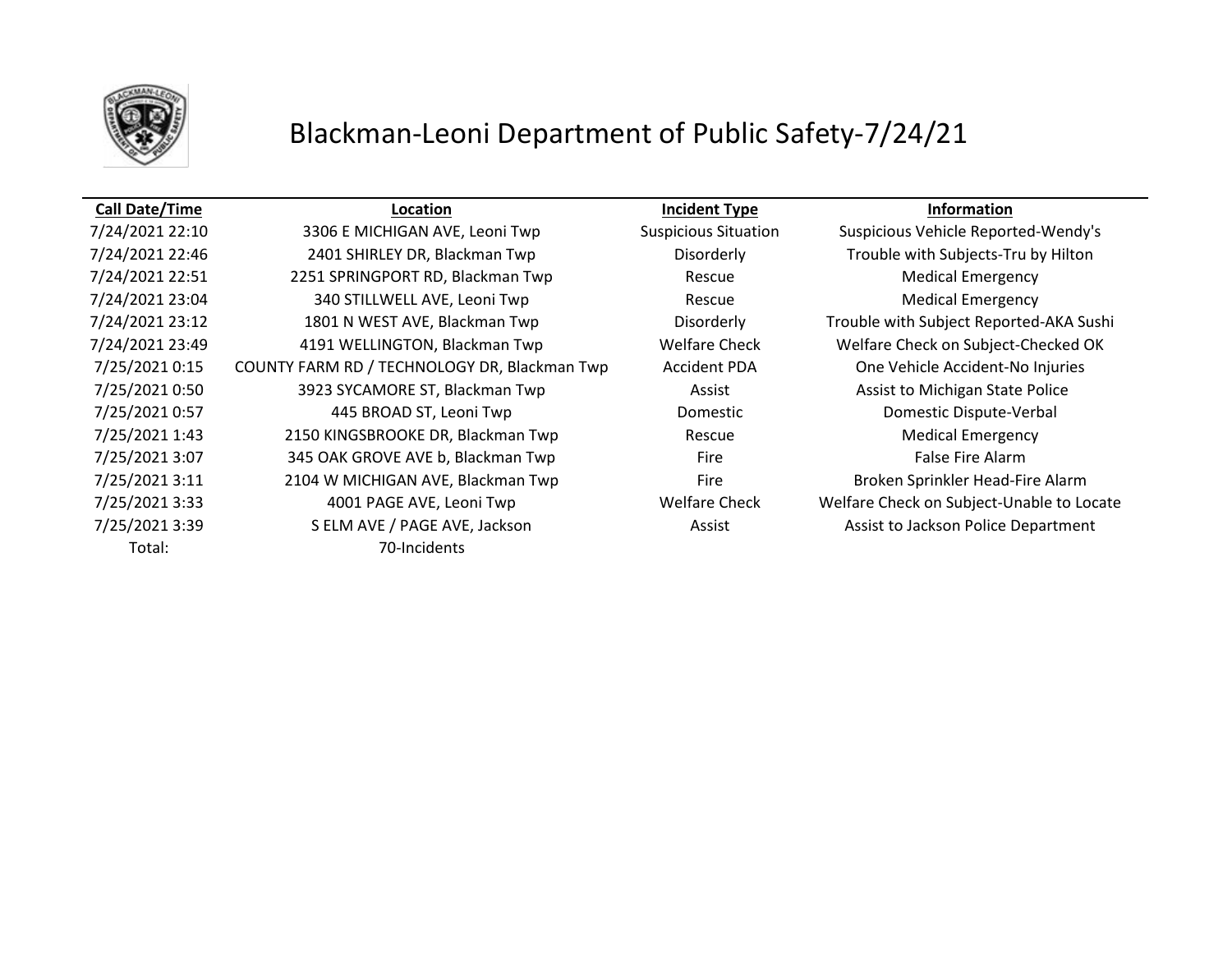# Blackman-Leoni Department of Public Safety-7/24/21

| Call Date/Time | Location | Incident Type | Information |
|---|---|---|---|
| 7/24/2021 22:10 | 3306 E MICHIGAN AVE, Leoni Twp | Suspicious Situation | Suspicious Vehicle Reported-Wendy's |
| 7/24/2021 22:46 | 2401 SHIRLEY DR, Blackman Twp | Disorderly | Trouble with Subjects-Tru by Hilton |
| 7/24/2021 22:51 | 2251 SPRINGPORT RD, Blackman Twp | Rescue | Medical Emergency |
| 7/24/2021 23:04 | 340 STILLWELL AVE, Leoni Twp | Rescue | Medical Emergency |
| 7/24/2021 23:12 | 1801 N WEST AVE, Blackman Twp | Disorderly | Trouble with Subject Reported-AKA Sushi |
| 7/24/2021 23:49 | 4191 WELLINGTON, Blackman Twp | Welfare Check | Welfare Check on Subject-Checked OK |
| 7/25/2021 0:15 | COUNTY FARM RD / TECHNOLOGY DR, Blackman Twp | Accident PDA | One Vehicle Accident-No Injuries |
| 7/25/2021 0:50 | 3923 SYCAMORE ST, Blackman Twp | Assist | Assist to Michigan State Police |
| 7/25/2021 0:57 | 445 BROAD ST, Leoni Twp | Domestic | Domestic Dispute-Verbal |
| 7/25/2021 1:43 | 2150 KINGSBROOKE DR, Blackman Twp | Rescue | Medical Emergency |
| 7/25/2021 3:07 | 345 OAK GROVE AVE b, Blackman Twp | Fire | False Fire Alarm |
| 7/25/2021 3:11 | 2104 W MICHIGAN AVE, Blackman Twp | Fire | Broken Sprinkler Head-Fire Alarm |
| 7/25/2021 3:33 | 4001 PAGE AVE, Leoni Twp | Welfare Check | Welfare Check on Subject-Unable to Locate |
| 7/25/2021 3:39 | S ELM AVE / PAGE AVE, Jackson | Assist | Assist to Jackson Police Department |
| Total: | 70-Incidents | | |